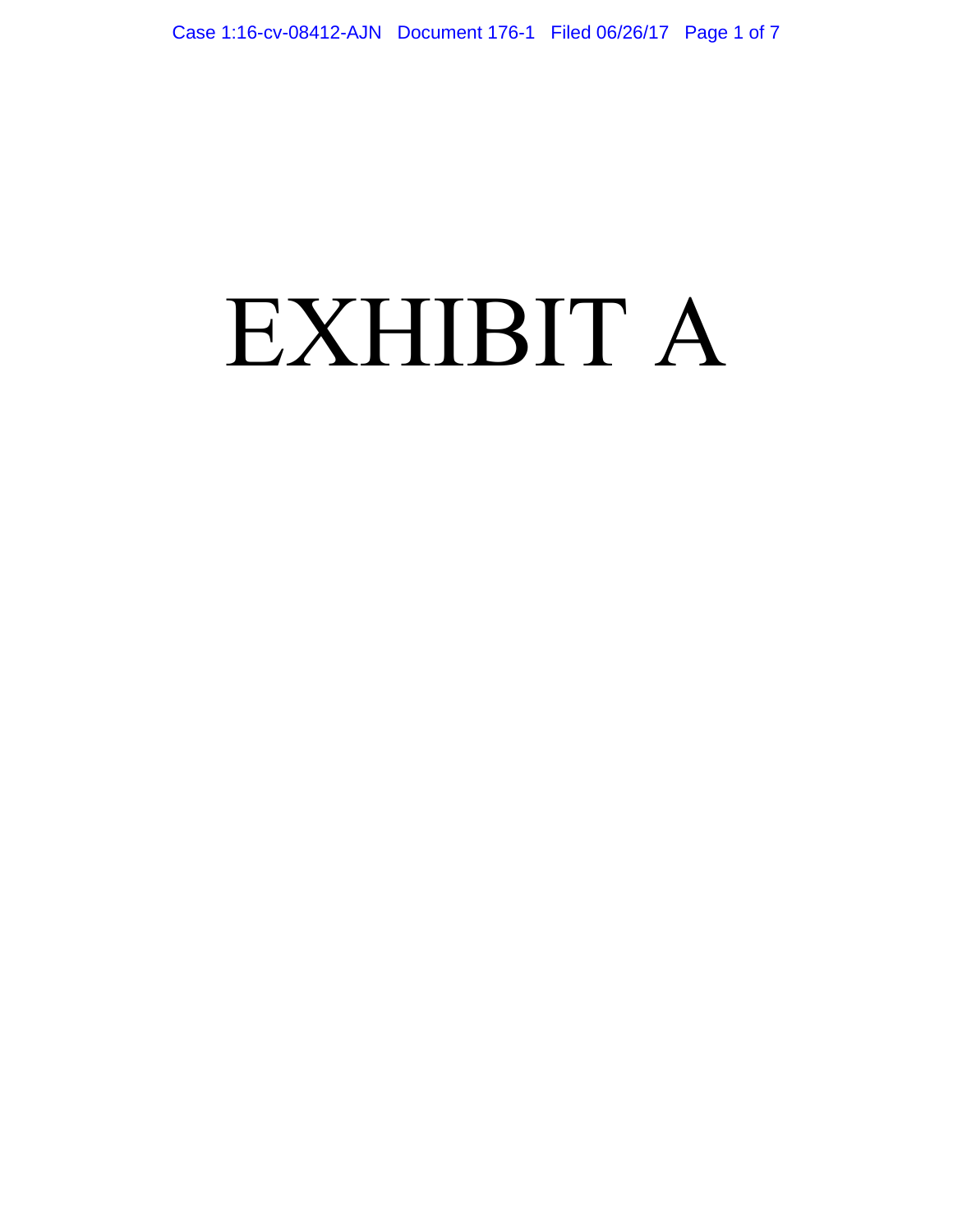# EXHIBIT A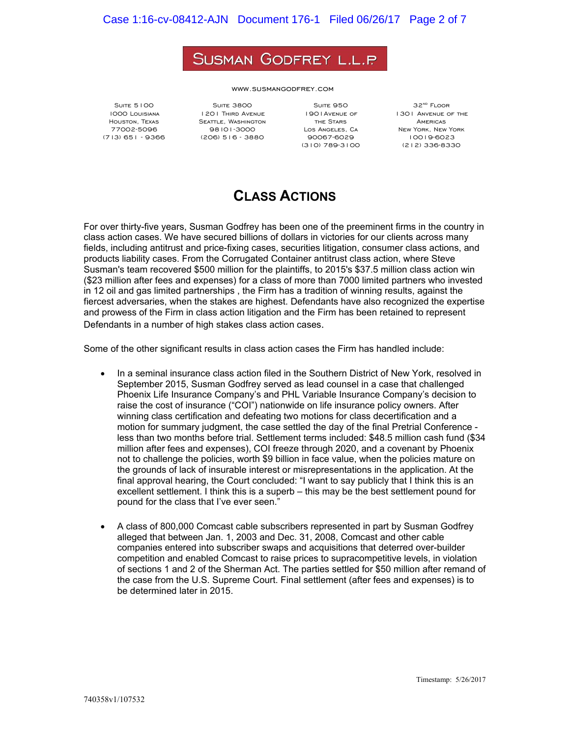# Susman Godfrey L.L.P.

www.susmangodfrey.com

Suite 5100
1000 Louisiana
Houston, Texas
77002-5096
(713) 651 - 9366

Suite 3800
1201 Third Avenue
Seattle, Washington
98101-3000
(206) 516 - 3880

Suite 950
1901 Avenue of the Stars
Los Angeles, Ca
90067-6029
(310) 789-3100

32nd Floor
1301 Avenue of the Americas
New York, New York
10019-6023
(212) 336-8330

## Class Actions

For over thirty-five years, Susman Godfrey has been one of the preeminent firms in the country in class action cases. We have secured billions of dollars in victories for our clients across many fields, including antitrust and price-fixing cases, securities litigation, consumer class actions, and products liability cases. From the Corrugated Container antitrust class action, where Steve Susman's team recovered $500 million for the plaintiffs, to 2015's $37.5 million class action win ($23 million after fees and expenses) for a class of more than 7000 limited partners who invested in 12 oil and gas limited partnerships , the Firm has a tradition of winning results, against the fiercest adversaries, when the stakes are highest. Defendants have also recognized the expertise and prowess of the Firm in class action litigation and the Firm has been retained to represent Defendants in a number of high stakes class action cases.

Some of the other significant results in class action cases the Firm has handled include:

- In a seminal insurance class action filed in the Southern District of New York, resolved in September 2015, Susman Godfrey served as lead counsel in a case that challenged Phoenix Life Insurance Company's and PHL Variable Insurance Company's decision to raise the cost of insurance ("COI") nationwide on life insurance policy owners. After winning class certification and defeating two motions for class decertification and a motion for summary judgment, the case settled the day of the final Pretrial Conference - less than two months before trial. Settlement terms included: $48.5 million cash fund ($34 million after fees and expenses), COI freeze through 2020, and a covenant by Phoenix not to challenge the policies, worth $9 billion in face value, when the policies mature on the grounds of lack of insurable interest or misrepresentations in the application. At the final approval hearing, the Court concluded: "I want to say publicly that I think this is an excellent settlement. I think this is a superb – this may be the best settlement pound for pound for the class that I've ever seen."

- A class of 800,000 Comcast cable subscribers represented in part by Susman Godfrey alleged that between Jan. 1, 2003 and Dec. 31, 2008, Comcast and other cable companies entered into subscriber swaps and acquisitions that deterred over-builder competition and enabled Comcast to raise prices to supracompetitive levels, in violation of sections 1 and 2 of the Sherman Act. The parties settled for $50 million after remand of the case from the U.S. Supreme Court. Final settlement (after fees and expenses) is to be determined later in 2015.

Timestamp: 5/26/2017

740358v1/107532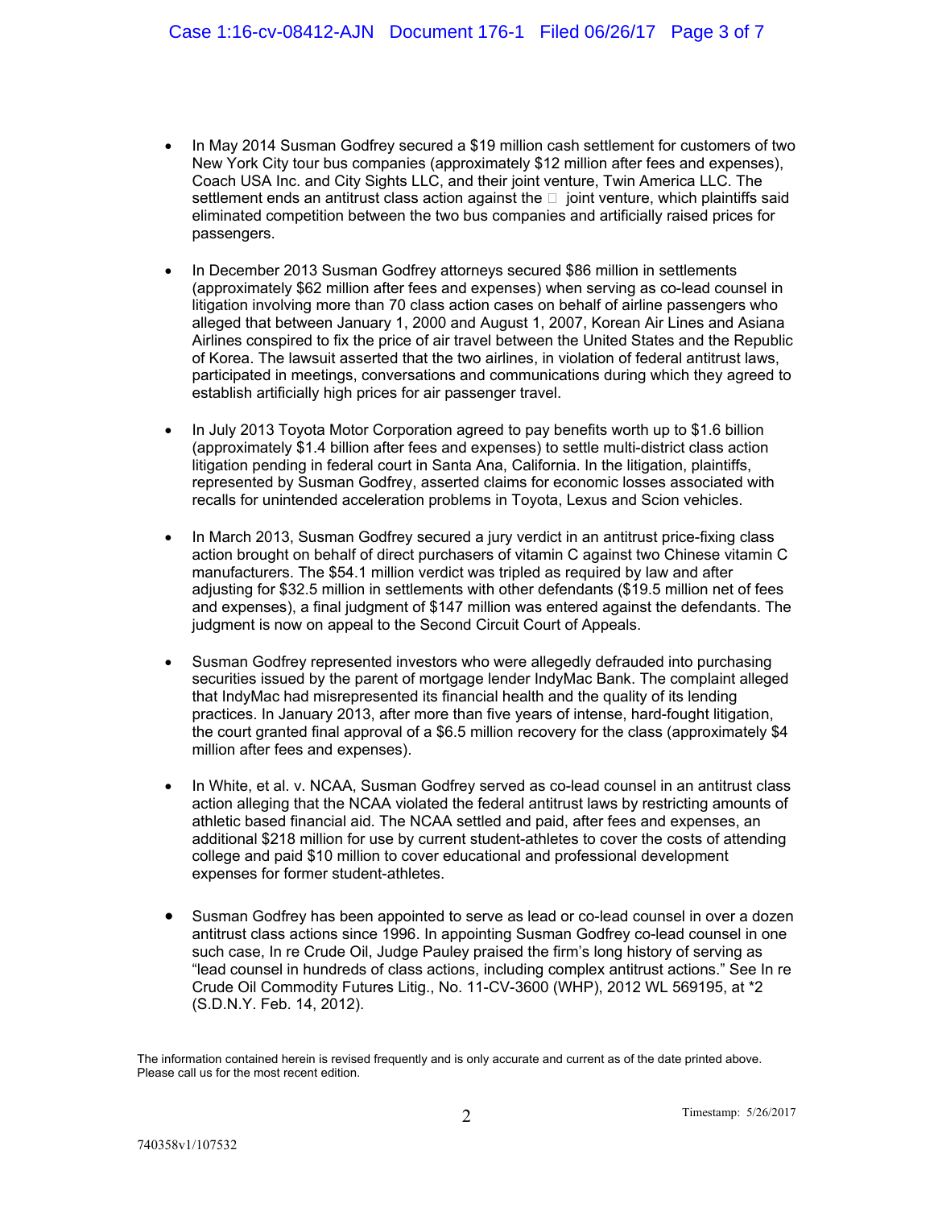- In May 2014 Susman Godfrey secured a $19 million cash settlement for customers of two New York City tour bus companies (approximately $12 million after fees and expenses), Coach USA Inc. and City Sights LLC, and their joint venture, Twin America LLC. The settlement ends an antitrust class action against the joint venture, which plaintiffs said eliminated competition between the two bus companies and artificially raised prices for passengers.

- In December 2013 Susman Godfrey attorneys secured $86 million in settlements (approximately $62 million after fees and expenses) when serving as co-lead counsel in litigation involving more than 70 class action cases on behalf of airline passengers who alleged that between January 1, 2000 and August 1, 2007, Korean Air Lines and Asiana Airlines conspired to fix the price of air travel between the United States and the Republic of Korea. The lawsuit asserted that the two airlines, in violation of federal antitrust laws, participated in meetings, conversations and communications during which they agreed to establish artificially high prices for air passenger travel.

- In July 2013 Toyota Motor Corporation agreed to pay benefits worth up to $1.6 billion (approximately $1.4 billion after fees and expenses) to settle multi-district class action litigation pending in federal court in Santa Ana, California. In the litigation, plaintiffs, represented by Susman Godfrey, asserted claims for economic losses associated with recalls for unintended acceleration problems in Toyota, Lexus and Scion vehicles.

- In March 2013, Susman Godfrey secured a jury verdict in an antitrust price-fixing class action brought on behalf of direct purchasers of vitamin C against two Chinese vitamin C manufacturers. The $54.1 million verdict was tripled as required by law and after adjusting for $32.5 million in settlements with other defendants ($19.5 million net of fees and expenses), a final judgment of $147 million was entered against the defendants. The judgment is now on appeal to the Second Circuit Court of Appeals.

- Susman Godfrey represented investors who were allegedly defrauded into purchasing securities issued by the parent of mortgage lender IndyMac Bank. The complaint alleged that IndyMac had misrepresented its financial health and the quality of its lending practices. In January 2013, after more than five years of intense, hard-fought litigation, the court granted final approval of a $6.5 million recovery for the class (approximately $4 million after fees and expenses).

- In White, et al. v. NCAA, Susman Godfrey served as co-lead counsel in an antitrust class action alleging that the NCAA violated the federal antitrust laws by restricting amounts of athletic based financial aid. The NCAA settled and paid, after fees and expenses, an additional $218 million for use by current student-athletes to cover the costs of attending college and paid $10 million to cover educational and professional development expenses for former student-athletes.

- Susman Godfrey has been appointed to serve as lead or co-lead counsel in over a dozen antitrust class actions since 1996. In appointing Susman Godfrey co-lead counsel in one such case, In re Crude Oil, Judge Pauley praised the firm's long history of serving as "lead counsel in hundreds of class actions, including complex antitrust actions." See In re Crude Oil Commodity Futures Litig., No. 11-CV-3600 (WHP), 2012 WL 569195, at *2 (S.D.N.Y. Feb. 14, 2012).

The information contained herein is revised frequently and is only accurate and current as of the date printed above. Please call us for the most recent edition.

Timestamp: 5/26/2017

740358v1/107532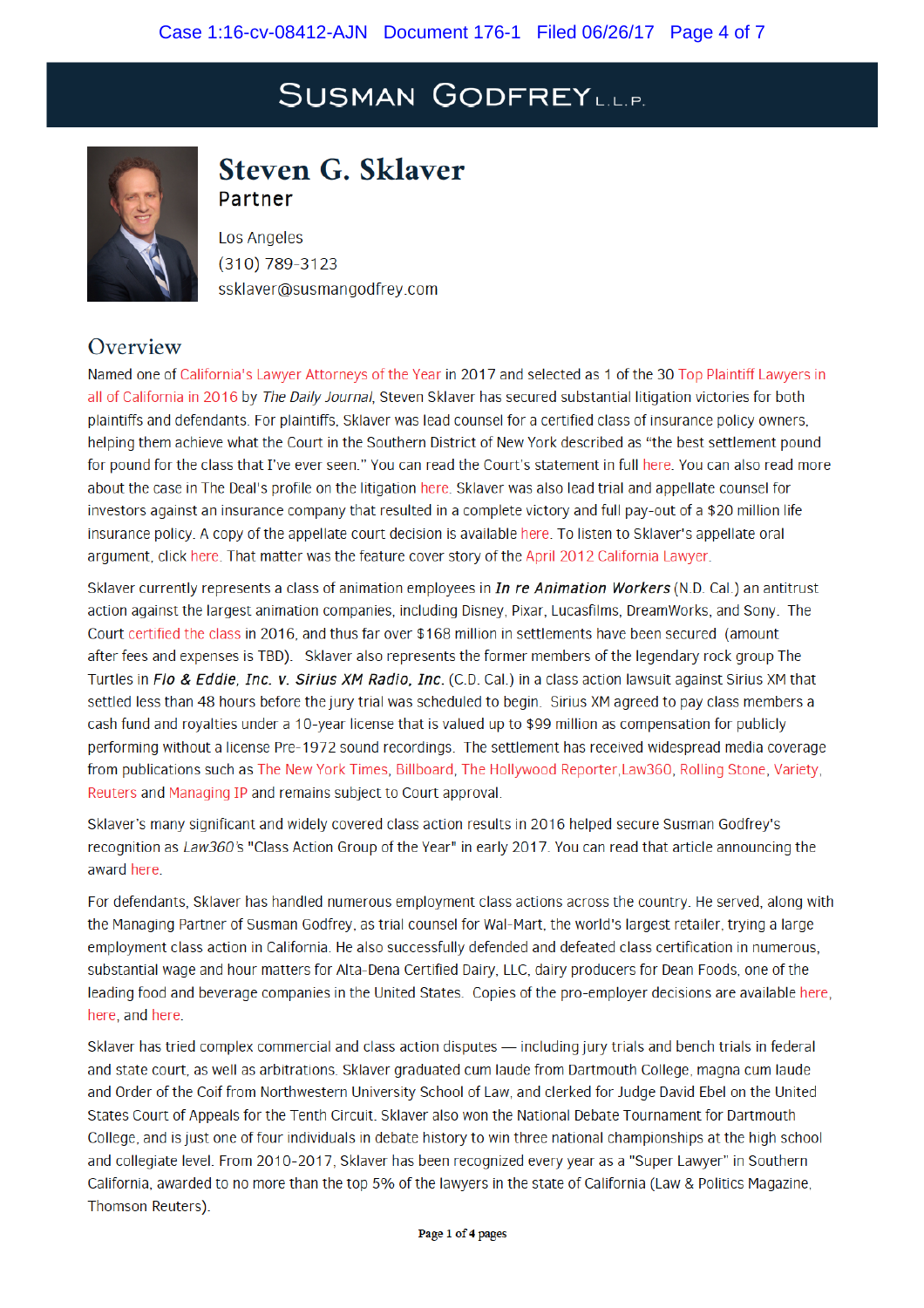# SUSMAN GODFREY L.L.P.

## Steven G. Sklaver

### Partner

Los Angeles
(310) 789-3123
ssklaver@susmangodfrey.com

## Overview

Named one of California's Lawyer Attorneys of the Year in 2017 and selected as 1 of the 30 Top Plaintiff Lawyers in all of California in 2016 by *The Daily Journal*, Steven Sklaver has secured substantial litigation victories for both plaintiffs and defendants. For plaintiffs, Sklaver was lead counsel for a certified class of insurance policy owners, helping them achieve what the Court in the Southern District of New York described as "the best settlement pound for pound for the class that I've ever seen." You can read the Court's statement in full here. You can also read more about the case in The Deal's profile on the litigation here. Sklaver was also lead trial and appellate counsel for investors against an insurance company that resulted in a complete victory and full pay-out of a $20 million life insurance policy. A copy of the appellate court decision is available here. To listen to Sklaver's appellate oral argument, click here. That matter was the feature cover story of the April 2012 California Lawyer.

Sklaver currently represents a class of animation employees in ***In re Animation Workers*** (N.D. Cal.) an antitrust action against the largest animation companies, including Disney, Pixar, Lucasfilms, DreamWorks, and Sony. The Court certified the class in 2016, and thus far over $168 million in settlements have been secured (amount after fees and expenses is TBD). Sklaver also represents the former members of the legendary rock group The Turtles in ***Flo & Eddie, Inc. v. Sirius XM Radio, Inc.*** (C.D. Cal.) in a class action lawsuit against Sirius XM that settled less than 48 hours before the jury trial was scheduled to begin. Sirius XM agreed to pay class members a cash fund and royalties under a 10-year license that is valued up to $99 million as compensation for publicly performing without a license Pre-1972 sound recordings. The settlement has received widespread media coverage from publications such as The New York Times, Billboard, The Hollywood Reporter, Law360, Rolling Stone, Variety, Reuters and Managing IP and remains subject to Court approval.

Sklaver's many significant and widely covered class action results in 2016 helped secure Susman Godfrey's recognition as *Law360's* "Class Action Group of the Year" in early 2017. You can read that article announcing the award here.

For defendants, Sklaver has handled numerous employment class actions across the country. He served, along with the Managing Partner of Susman Godfrey, as trial counsel for Wal-Mart, the world's largest retailer, trying a large employment class action in California. He also successfully defended and defeated class certification in numerous, substantial wage and hour matters for Alta-Dena Certified Dairy, LLC, dairy producers for Dean Foods, one of the leading food and beverage companies in the United States. Copies of the pro-employer decisions are available here, here, and here.

Sklaver has tried complex commercial and class action disputes — including jury trials and bench trials in federal and state court, as well as arbitrations. Sklaver graduated cum laude from Dartmouth College, magna cum laude and Order of the Coif from Northwestern University School of Law, and clerked for Judge David Ebel on the United States Court of Appeals for the Tenth Circuit. Sklaver also won the National Debate Tournament for Dartmouth College, and is just one of four individuals in debate history to win three national championships at the high school and collegiate level. From 2010-2017, Sklaver has been recognized every year as a "Super Lawyer" in Southern California, awarded to no more than the top 5% of the lawyers in the state of California (Law & Politics Magazine, Thomson Reuters).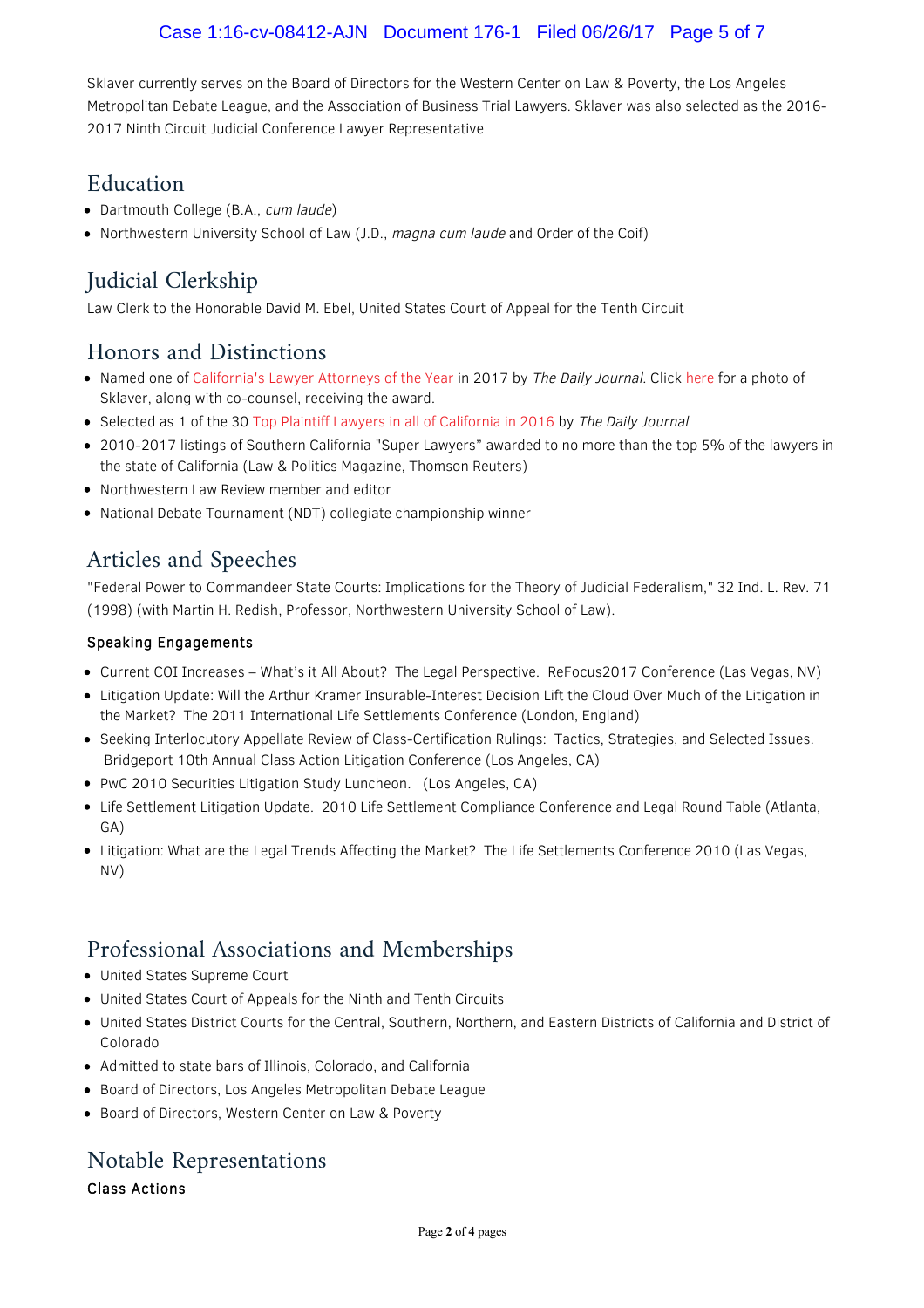Sklaver currently serves on the Board of Directors for the Western Center on Law & Poverty, the Los Angeles Metropolitan Debate League, and the Association of Business Trial Lawyers. Sklaver was also selected as the 2016-2017 Ninth Circuit Judicial Conference Lawyer Representative

## Education

- Dartmouth College (B.A., *cum laude*)
- Northwestern University School of Law (J.D., *magna cum laude* and Order of the Coif)

## Judicial Clerkship

Law Clerk to the Honorable David M. Ebel, United States Court of Appeal for the Tenth Circuit

## Honors and Distinctions

- Named one of California's Lawyer Attorneys of the Year in 2017 by *The Daily Journal*. Click here for a photo of Sklaver, along with co-counsel, receiving the award.
- Selected as 1 of the 30 Top Plaintiff Lawyers in all of California in 2016 by *The Daily Journal*
- 2010-2017 listings of Southern California "Super Lawyers" awarded to no more than the top 5% of the lawyers in the state of California (Law & Politics Magazine, Thomson Reuters)
- Northwestern Law Review member and editor
- National Debate Tournament (NDT) collegiate championship winner

## Articles and Speeches

"Federal Power to Commandeer State Courts: Implications for the Theory of Judicial Federalism," 32 Ind. L. Rev. 71 (1998) (with Martin H. Redish, Professor, Northwestern University School of Law).

### Speaking Engagements

- Current COI Increases – What's it All About? The Legal Perspective. ReFocus2017 Conference (Las Vegas, NV)
- Litigation Update: Will the Arthur Kramer Insurable-Interest Decision Lift the Cloud Over Much of the Litigation in the Market? The 2011 International Life Settlements Conference (London, England)
- Seeking Interlocutory Appellate Review of Class-Certification Rulings: Tactics, Strategies, and Selected Issues. Bridgeport 10th Annual Class Action Litigation Conference (Los Angeles, CA)
- PwC 2010 Securities Litigation Study Luncheon. (Los Angeles, CA)
- Life Settlement Litigation Update. 2010 Life Settlement Compliance Conference and Legal Round Table (Atlanta, GA)
- Litigation: What are the Legal Trends Affecting the Market? The Life Settlements Conference 2010 (Las Vegas, NV)

## Professional Associations and Memberships

- United States Supreme Court
- United States Court of Appeals for the Ninth and Tenth Circuits
- United States District Courts for the Central, Southern, Northern, and Eastern Districts of California and District of Colorado
- Admitted to state bars of Illinois, Colorado, and California
- Board of Directors, Los Angeles Metropolitan Debate League
- Board of Directors, Western Center on Law & Poverty

## Notable Representations

### Class Actions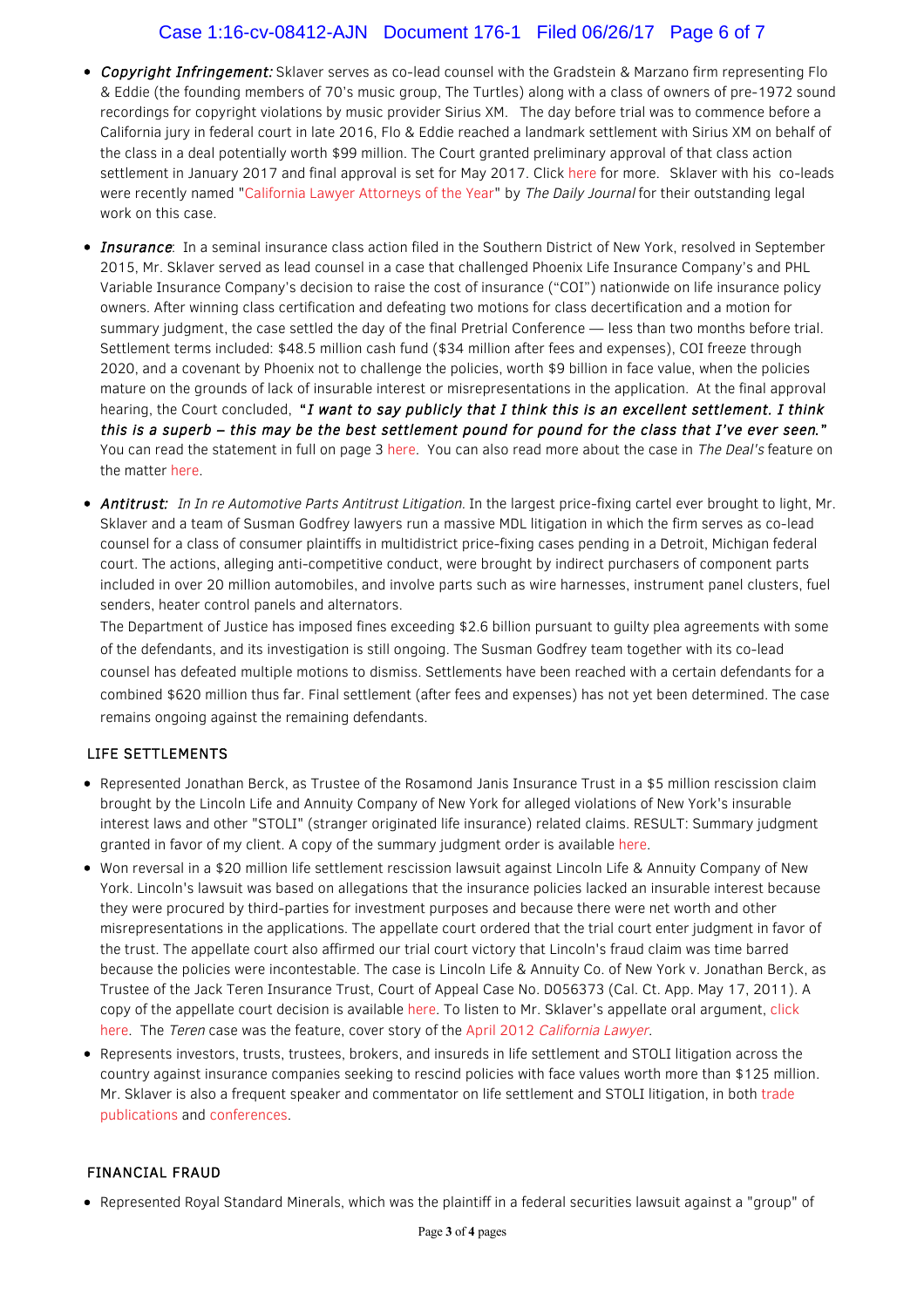- ***Copyright Infringement:*** Sklaver serves as co-lead counsel with the Gradstein & Marzano firm representing Flo & Eddie (the founding members of 70's music group, The Turtles) along with a class of owners of pre-1972 sound recordings for copyright violations by music provider Sirius XM. The day before trial was to commence before a California jury in federal court in late 2016, Flo & Eddie reached a landmark settlement with Sirius XM on behalf of the class in a deal potentially worth $99 million. The Court granted preliminary approval of that class action settlement in January 2017 and final approval is set for May 2017. Click here for more. Sklaver with his co-leads were recently named "California Lawyer Attorneys of the Year" by *The Daily Journal* for their outstanding legal work on this case.

- ***Insurance***: In a seminal insurance class action filed in the Southern District of New York, resolved in September 2015, Mr. Sklaver served as lead counsel in a case that challenged Phoenix Life Insurance Company's and PHL Variable Insurance Company's decision to raise the cost of insurance ("COI") nationwide on life insurance policy owners. After winning class certification and defeating two motions for class decertification and a motion for summary judgment, the case settled the day of the final Pretrial Conference — less than two months before trial. Settlement terms included: $48.5 million cash fund ($34 million after fees and expenses), COI freeze through 2020, and a covenant by Phoenix not to challenge the policies, worth $9 billion in face value, when the policies mature on the grounds of lack of insurable interest or misrepresentations in the application. At the final approval hearing, the Court concluded, ***"I want to say publicly that I think this is an excellent settlement. I think this is a superb – this may be the best settlement pound for pound for the class that I've ever seen."*** You can read the statement in full on page 3 here. You can also read more about the case in *The Deal's* feature on the matter here.

- ***Antitrust:*** *In In re Automotive Parts Antitrust Litigation.* In the largest price-fixing cartel ever brought to light, Mr. Sklaver and a team of Susman Godfrey lawyers run a massive MDL litigation in which the firm serves as co-lead counsel for a class of consumer plaintiffs in multidistrict price-fixing cases pending in a Detroit, Michigan federal court. The actions, alleging anti-competitive conduct, were brought by indirect purchasers of component parts included in over 20 million automobiles, and involve parts such as wire harnesses, instrument panel clusters, fuel senders, heater control panels and alternators.

  The Department of Justice has imposed fines exceeding $2.6 billion pursuant to guilty plea agreements with some of the defendants, and its investigation is still ongoing. The Susman Godfrey team together with its co-lead counsel has defeated multiple motions to dismiss. Settlements have been reached with a certain defendants for a combined $620 million thus far. Final settlement (after fees and expenses) has not yet been determined. The case remains ongoing against the remaining defendants.

## LIFE SETTLEMENTS

- Represented Jonathan Berck, as Trustee of the Rosamond Janis Insurance Trust in a $5 million rescission claim brought by the Lincoln Life and Annuity Company of New York for alleged violations of New York's insurable interest laws and other "STOLI" (stranger originated life insurance) related claims. RESULT: Summary judgment granted in favor of my client. A copy of the summary judgment order is available here.
- Won reversal in a $20 million life settlement rescission lawsuit against Lincoln Life & Annuity Company of New York. Lincoln's lawsuit was based on allegations that the insurance policies lacked an insurable interest because they were procured by third-parties for investment purposes and because there were net worth and other misrepresentations in the applications. The appellate court ordered that the trial court enter judgment in favor of the trust. The appellate court also affirmed our trial court victory that Lincoln's fraud claim was time barred because the policies were incontestable. The case is Lincoln Life & Annuity Co. of New York v. Jonathan Berck, as Trustee of the Jack Teren Insurance Trust, Court of Appeal Case No. D056373 (Cal. Ct. App. May 17, 2011). A copy of the appellate court decision is available here. To listen to Mr. Sklaver's appellate oral argument, click here. The *Teren* case was the feature, cover story of the April 2012 *California Lawyer*.
- Represents investors, trusts, trustees, brokers, and insureds in life settlement and STOLI litigation across the country against insurance companies seeking to rescind policies with face values worth more than $125 million. Mr. Sklaver is also a frequent speaker and commentator on life settlement and STOLI litigation, in both trade publications and conferences.

## FINANCIAL FRAUD

- Represented Royal Standard Minerals, which was the plaintiff in a federal securities lawsuit against a "group" of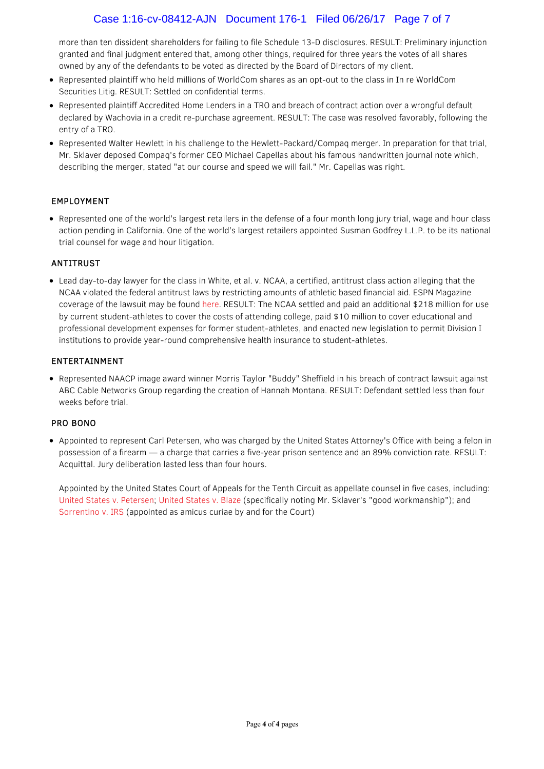more than ten dissident shareholders for failing to file Schedule 13-D disclosures. RESULT: Preliminary injunction granted and final judgment entered that, among other things, required for three years the votes of all shares owned by any of the defendants to be voted as directed by the Board of Directors of my client.

- Represented plaintiff who held millions of WorldCom shares as an opt-out to the class in In re WorldCom Securities Litig. RESULT: Settled on confidential terms.
- Represented plaintiff Accredited Home Lenders in a TRO and breach of contract action over a wrongful default declared by Wachovia in a credit re-purchase agreement. RESULT: The case was resolved favorably, following the entry of a TRO.
- Represented Walter Hewlett in his challenge to the Hewlett-Packard/Compaq merger. In preparation for that trial, Mr. Sklaver deposed Compaq's former CEO Michael Capellas about his famous handwritten journal note which, describing the merger, stated "at our course and speed we will fail." Mr. Capellas was right.

### EMPLOYMENT

- Represented one of the world's largest retailers in the defense of a four month long jury trial, wage and hour class action pending in California. One of the world's largest retailers appointed Susman Godfrey L.L.P. to be its national trial counsel for wage and hour litigation.

### ANTITRUST

- Lead day-to-day lawyer for the class in White, et al. v. NCAA, a certified, antitrust class action alleging that the NCAA violated the federal antitrust laws by restricting amounts of athletic based financial aid. ESPN Magazine coverage of the lawsuit may be found here. RESULT: The NCAA settled and paid an additional $218 million for use by current student-athletes to cover the costs of attending college, paid $10 million to cover educational and professional development expenses for former student-athletes, and enacted new legislation to permit Division I institutions to provide year-round comprehensive health insurance to student-athletes.

### ENTERTAINMENT

- Represented NAACP image award winner Morris Taylor "Buddy" Sheffield in his breach of contract lawsuit against ABC Cable Networks Group regarding the creation of Hannah Montana. RESULT: Defendant settled less than four weeks before trial.

### PRO BONO

- Appointed to represent Carl Petersen, who was charged by the United States Attorney's Office with being a felon in possession of a firearm — a charge that carries a five-year prison sentence and an 89% conviction rate. RESULT: Acquittal. Jury deliberation lasted less than four hours.

  Appointed by the United States Court of Appeals for the Tenth Circuit as appellate counsel in five cases, including: United States v. Petersen; United States v. Blaze (specifically noting Mr. Sklaver's "good workmanship"); and Sorrentino v. IRS (appointed as amicus curiae by and for the Court)